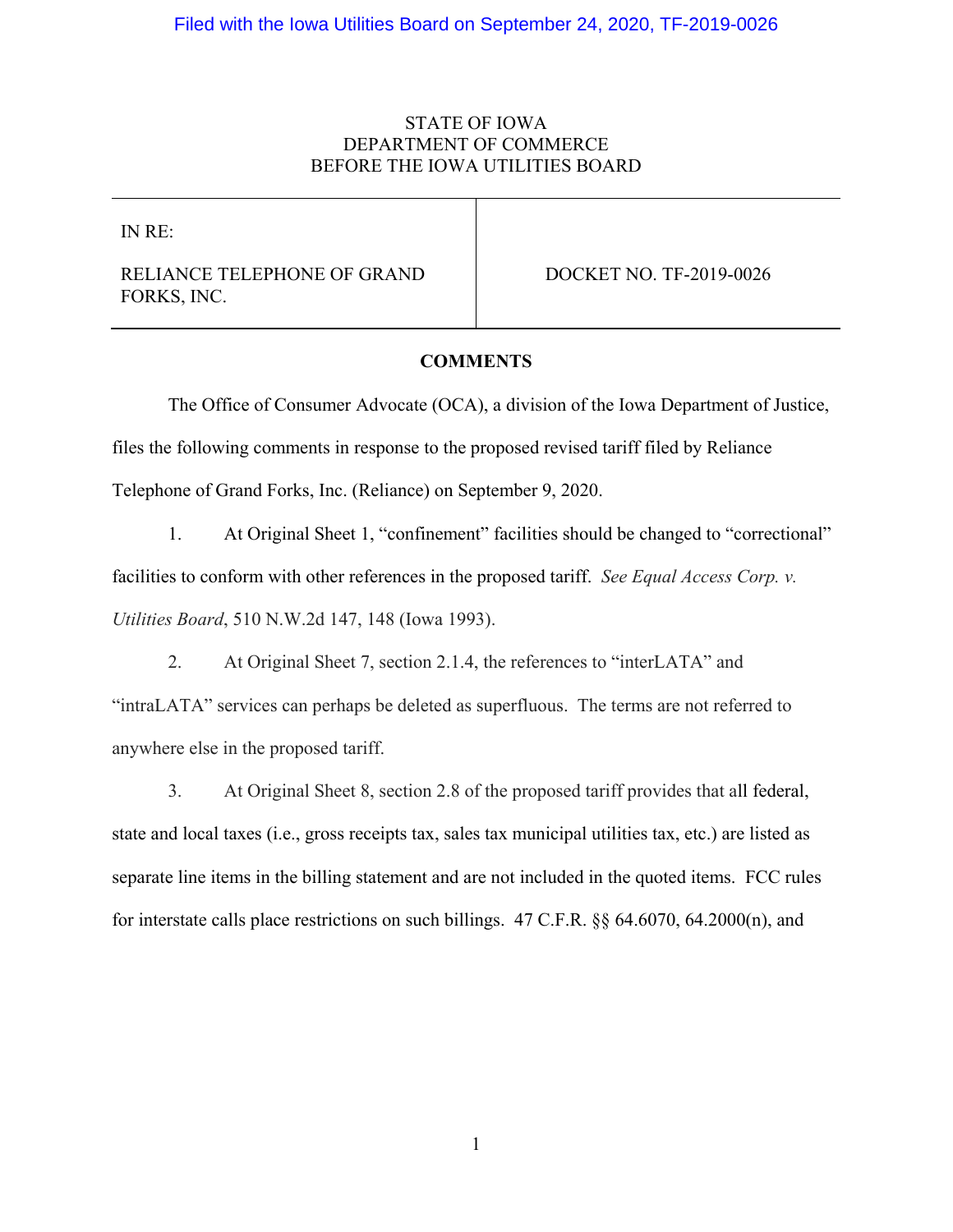Filed with the Iowa Utilities Board on September 24, 2020, TF-2019-0026

STATE OF IOWA
DEPARTMENT OF COMMERCE
BEFORE THE IOWA UTILITIES BOARD

| IN RE: RELIANCE TELEPHONE OF GRAND FORKS, INC. | DOCKET NO. TF-2019-0026 |
| --- | --- |

**COMMENTS**

The Office of Consumer Advocate (OCA), a division of the Iowa Department of Justice, files the following comments in response to the proposed revised tariff filed by Reliance Telephone of Grand Forks, Inc. (Reliance) on September 9, 2020.

1. At Original Sheet 1, "confinement" facilities should be changed to "correctional" facilities to conform with other references in the proposed tariff. *See Equal Access Corp. v. Utilities Board*, 510 N.W.2d 147, 148 (Iowa 1993).

2. At Original Sheet 7, section 2.1.4, the references to "interLATA" and "intraLATA" services can perhaps be deleted as superfluous. The terms are not referred to anywhere else in the proposed tariff.

3. At Original Sheet 8, section 2.8 of the proposed tariff provides that all federal, state and local taxes (i.e., gross receipts tax, sales tax municipal utilities tax, etc.) are listed as separate line items in the billing statement and are not included in the quoted items. FCC rules for interstate calls place restrictions on such billings. 47 C.F.R. §§ 64.6070, 64.2000(n), and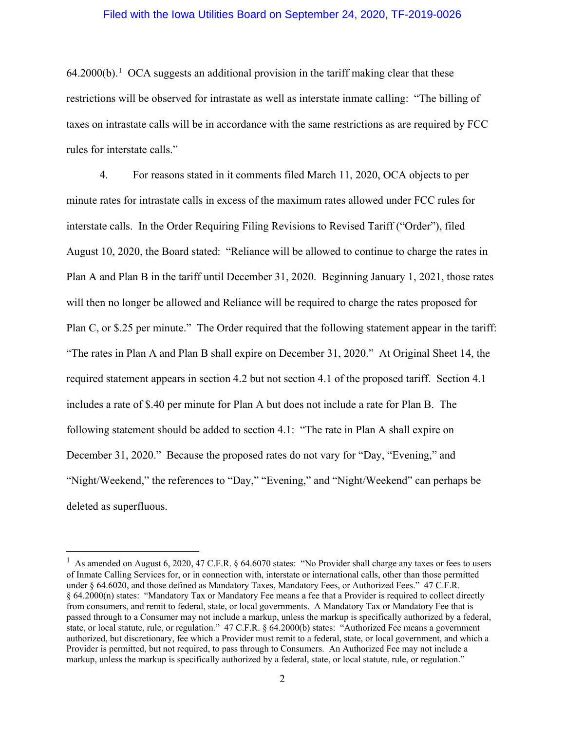64.2000(b).[1] OCA suggests an additional provision in the tariff making clear that these restrictions will be observed for intrastate as well as interstate inmate calling: "The billing of taxes on intrastate calls will be in accordance with the same restrictions as are required by FCC rules for interstate calls."

4. For reasons stated in it comments filed March 11, 2020, OCA objects to per minute rates for intrastate calls in excess of the maximum rates allowed under FCC rules for interstate calls. In the Order Requiring Filing Revisions to Revised Tariff ("Order"), filed August 10, 2020, the Board stated: "Reliance will be allowed to continue to charge the rates in Plan A and Plan B in the tariff until December 31, 2020. Beginning January 1, 2021, those rates will then no longer be allowed and Reliance will be required to charge the rates proposed for Plan C, or $.25 per minute." The Order required that the following statement appear in the tariff: "The rates in Plan A and Plan B shall expire on December 31, 2020." At Original Sheet 14, the required statement appears in section 4.2 but not section 4.1 of the proposed tariff. Section 4.1 includes a rate of $.40 per minute for Plan A but does not include a rate for Plan B. The following statement should be added to section 4.1: "The rate in Plan A shall expire on December 31, 2020." Because the proposed rates do not vary for "Day, "Evening," and "Night/Weekend," the references to "Day," "Evening," and "Night/Weekend" can perhaps be deleted as superfluous.

---

[1] As amended on August 6, 2020, 47 C.F.R. § 64.6070 states: "No Provider shall charge any taxes or fees to users of Inmate Calling Services for, or in connection with, interstate or international calls, other than those permitted under § 64.6020, and those defined as Mandatory Taxes, Mandatory Fees, or Authorized Fees." 47 C.F.R. § 64.2000(n) states: "Mandatory Tax or Mandatory Fee means a fee that a Provider is required to collect directly from consumers, and remit to federal, state, or local governments. A Mandatory Tax or Mandatory Fee that is passed through to a Consumer may not include a markup, unless the markup is specifically authorized by a federal, state, or local statute, rule, or regulation." 47 C.F.R. § 64.2000(b) states: "Authorized Fee means a government authorized, but discretionary, fee which a Provider must remit to a federal, state, or local government, and which a Provider is permitted, but not required, to pass through to Consumers. An Authorized Fee may not include a markup, unless the markup is specifically authorized by a federal, state, or local statute, rule, or regulation."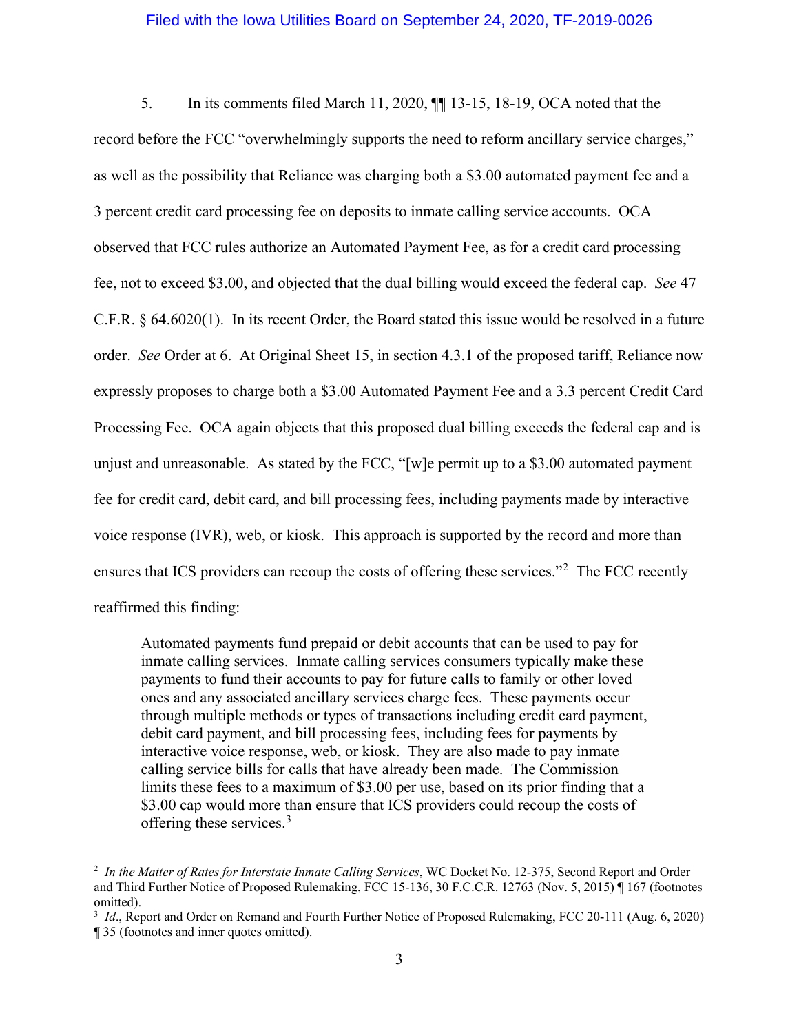5. In its comments filed March 11, 2020, ¶¶ 13-15, 18-19, OCA noted that the record before the FCC "overwhelmingly supports the need to reform ancillary service charges," as well as the possibility that Reliance was charging both a $3.00 automated payment fee and a 3 percent credit card processing fee on deposits to inmate calling service accounts. OCA observed that FCC rules authorize an Automated Payment Fee, as for a credit card processing fee, not to exceed $3.00, and objected that the dual billing would exceed the federal cap. *See* 47 C.F.R. § 64.6020(1). In its recent Order, the Board stated this issue would be resolved in a future order. *See* Order at 6. At Original Sheet 15, in section 4.3.1 of the proposed tariff, Reliance now expressly proposes to charge both a $3.00 Automated Payment Fee and a 3.3 percent Credit Card Processing Fee. OCA again objects that this proposed dual billing exceeds the federal cap and is unjust and unreasonable. As stated by the FCC, "[w]e permit up to a $3.00 automated payment fee for credit card, debit card, and bill processing fees, including payments made by interactive voice response (IVR), web, or kiosk. This approach is supported by the record and more than ensures that ICS providers can recoup the costs of offering these services."[2] The FCC recently reaffirmed this finding:

> Automated payments fund prepaid or debit accounts that can be used to pay for inmate calling services. Inmate calling services consumers typically make these payments to fund their accounts to pay for future calls to family or other loved ones and any associated ancillary services charge fees. These payments occur through multiple methods or types of transactions including credit card payment, debit card payment, and bill processing fees, including fees for payments by interactive voice response, web, or kiosk. They are also made to pay inmate calling service bills for calls that have already been made. The Commission limits these fees to a maximum of $3.00 per use, based on its prior finding that a $3.00 cap would more than ensure that ICS providers could recoup the costs of offering these services.[3]

---

[2] *In the Matter of Rates for Interstate Inmate Calling Services*, WC Docket No. 12-375, Second Report and Order and Third Further Notice of Proposed Rulemaking, FCC 15-136, 30 F.C.C.R. 12763 (Nov. 5, 2015) ¶ 167 (footnotes omitted).

[3] *Id*., Report and Order on Remand and Fourth Further Notice of Proposed Rulemaking, FCC 20-111 (Aug. 6, 2020) ¶ 35 (footnotes and inner quotes omitted).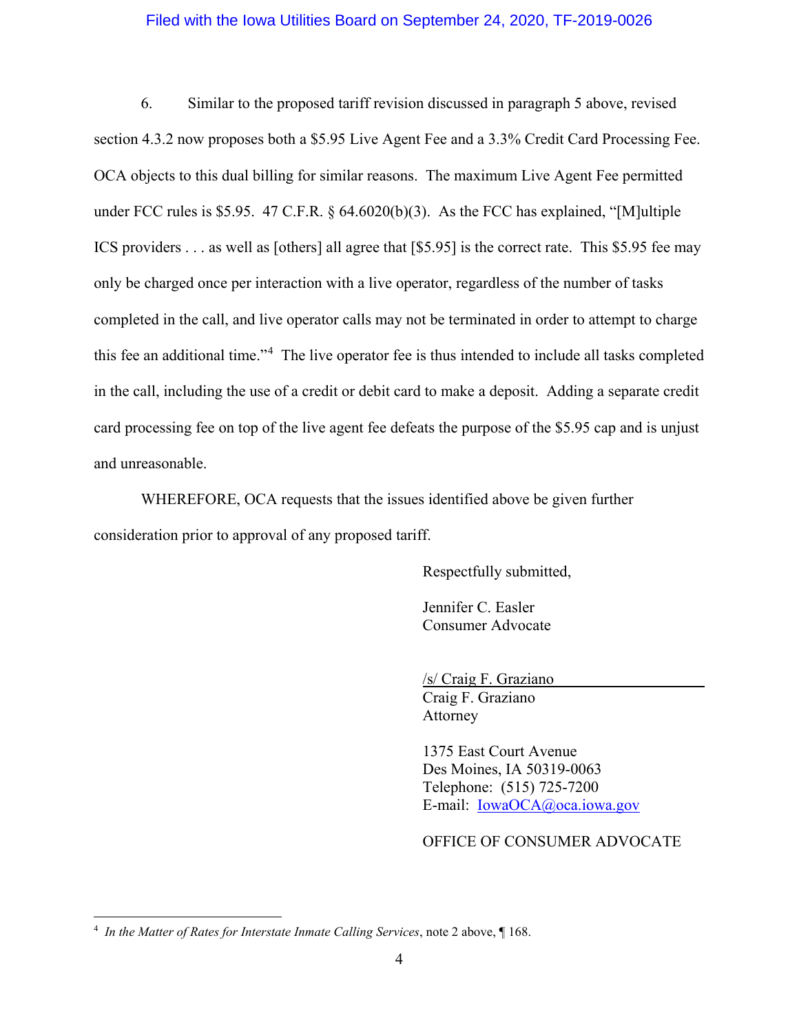6. Similar to the proposed tariff revision discussed in paragraph 5 above, revised section 4.3.2 now proposes both a $5.95 Live Agent Fee and a 3.3% Credit Card Processing Fee. OCA objects to this dual billing for similar reasons. The maximum Live Agent Fee permitted under FCC rules is $5.95. 47 C.F.R. § 64.6020(b)(3). As the FCC has explained, "[M]ultiple ICS providers . . . as well as [others] all agree that [$5.95] is the correct rate. This $5.95 fee may only be charged once per interaction with a live operator, regardless of the number of tasks completed in the call, and live operator calls may not be terminated in order to attempt to charge this fee an additional time."[4] The live operator fee is thus intended to include all tasks completed in the call, including the use of a credit or debit card to make a deposit. Adding a separate credit card processing fee on top of the live agent fee defeats the purpose of the $5.95 cap and is unjust and unreasonable.

WHEREFORE, OCA requests that the issues identified above be given further consideration prior to approval of any proposed tariff.

Respectfully submitted,

Jennifer C. Easler
Consumer Advocate

/s/ Craig F. Graziano
Craig F. Graziano
Attorney

1375 East Court Avenue
Des Moines, IA 50319-0063
Telephone: (515) 725-7200
E-mail: IowaOCA@oca.iowa.gov

OFFICE OF CONSUMER ADVOCATE

---

[4] *In the Matter of Rates for Interstate Inmate Calling Services*, note 2 above, ¶ 168.